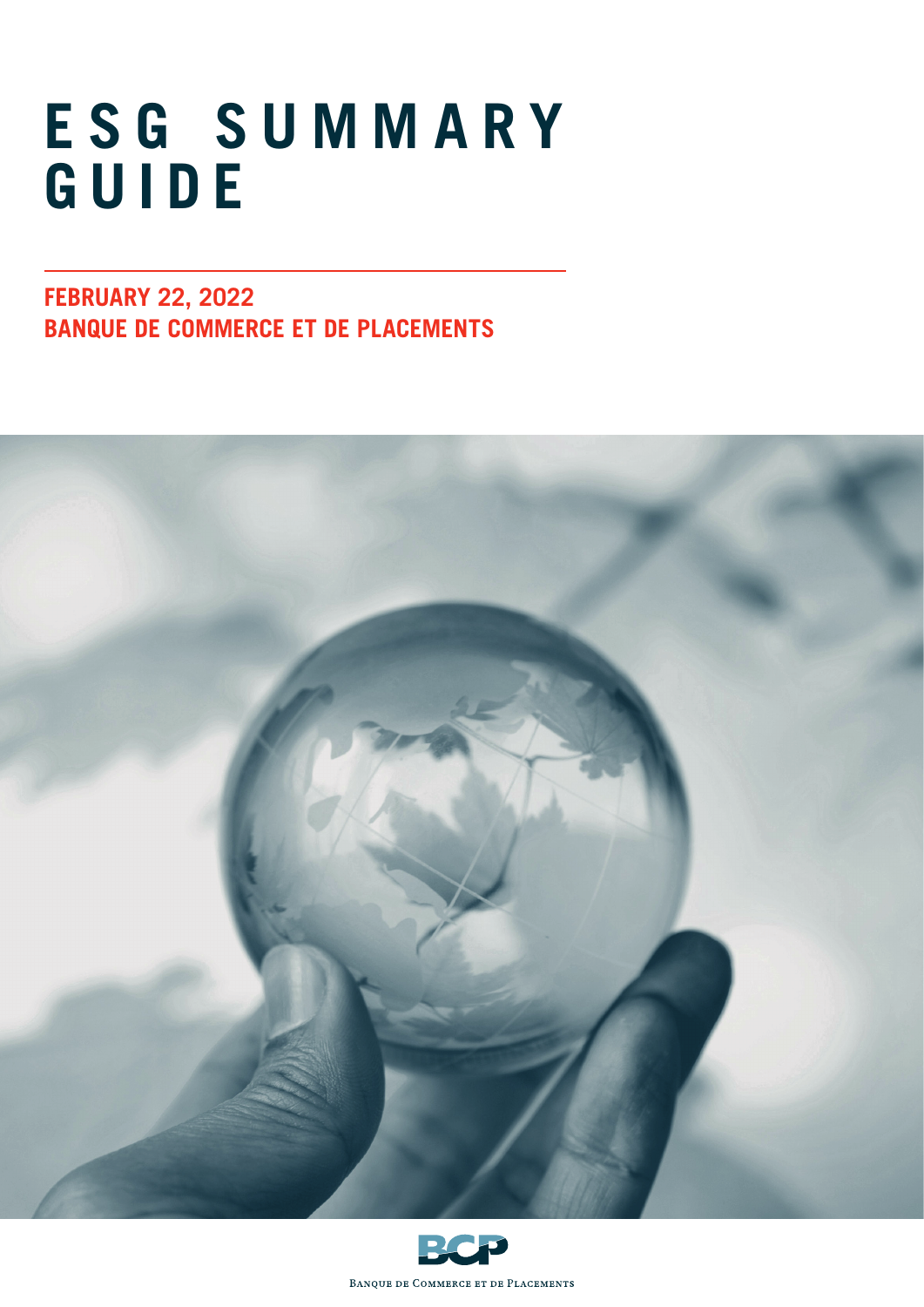# ESG SUMMARY GUIDE

**FEBRUARY 22, 2022**
**BANQUE DE COMMERCE ET DE PLACEMENTS**

BCP

BANQUE DE COMMERCE ET DE PLACEMENTS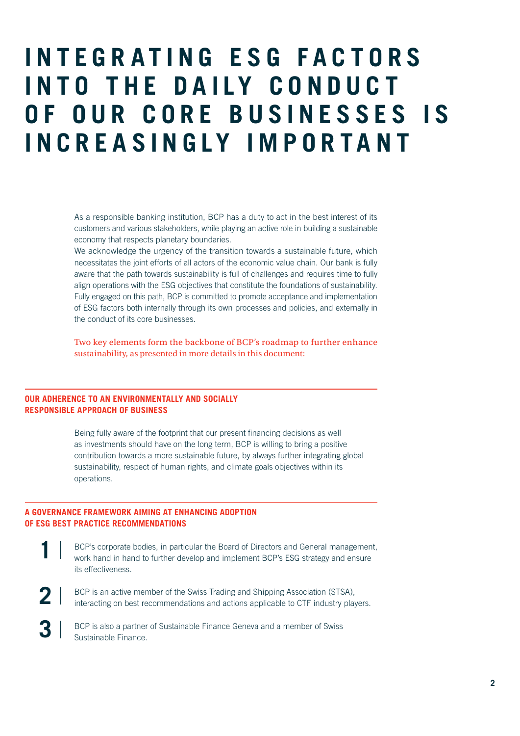# INTEGRATING ESG FACTORS INTO THE DAILY CONDUCT OF OUR CORE BUSINESSES IS INCREASINGLY IMPORTANT

As a responsible banking institution, BCP has a duty to act in the best interest of its customers and various stakeholders, while playing an active role in building a sustainable economy that respects planetary boundaries.

We acknowledge the urgency of the transition towards a sustainable future, which necessitates the joint efforts of all actors of the economic value chain. Our bank is fully aware that the path towards sustainability is full of challenges and requires time to fully align operations with the ESG objectives that constitute the foundations of sustainability. Fully engaged on this path, BCP is committed to promote acceptance and implementation of ESG factors both internally through its own processes and policies, and externally in the conduct of its core businesses.

Two key elements form the backbone of BCP's roadmap to further enhance sustainability, as presented in more details in this document:

## OUR ADHERENCE TO AN ENVIRONMENTALLY AND SOCIALLY RESPONSIBLE APPROACH OF BUSINESS

Being fully aware of the footprint that our present financing decisions as well as investments should have on the long term, BCP is willing to bring a positive contribution towards a more sustainable future, by always further integrating global sustainability, respect of human rights, and climate goals objectives within its operations.

## A GOVERNANCE FRAMEWORK AIMING AT ENHANCING ADOPTION OF ESG BEST PRACTICE RECOMMENDATIONS

1. BCP's corporate bodies, in particular the Board of Directors and General management, work hand in hand to further develop and implement BCP's ESG strategy and ensure its effectiveness.

2. BCP is an active member of the Swiss Trading and Shipping Association (STSA), interacting on best recommendations and actions applicable to CTF industry players.

3. BCP is also a partner of Sustainable Finance Geneva and a member of Swiss Sustainable Finance.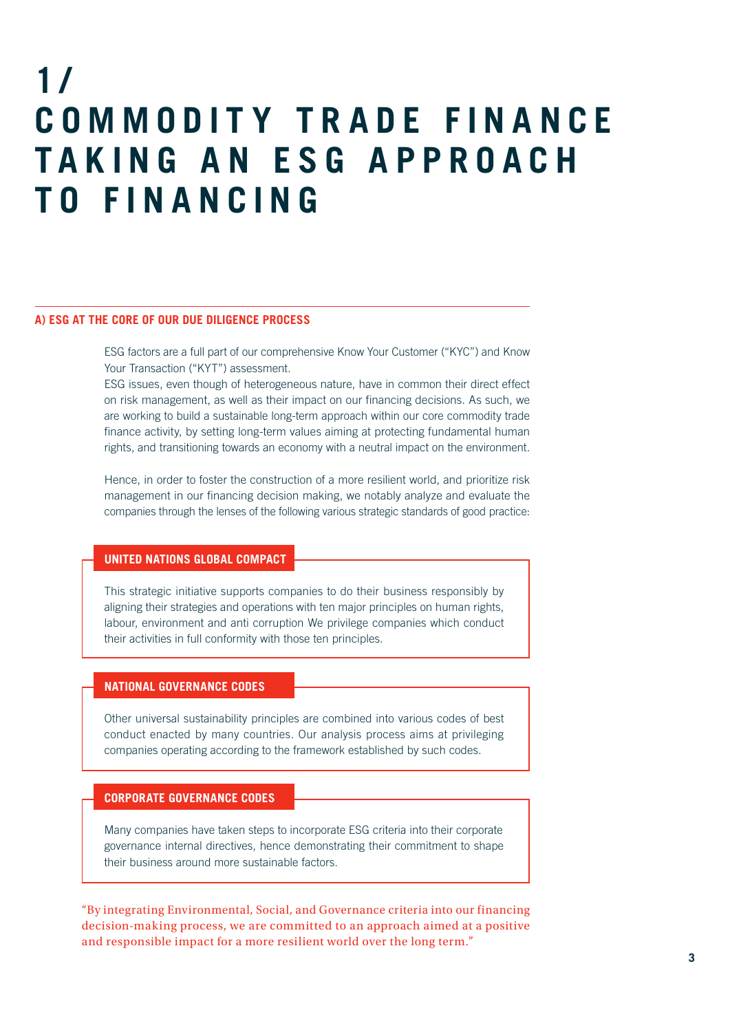# 1/ COMMODITY TRADE FINANCE TAKING AN ESG APPROACH TO FINANCING

## A) ESG AT THE CORE OF OUR DUE DILIGENCE PROCESS

ESG factors are a full part of our comprehensive Know Your Customer ("KYC") and Know Your Transaction ("KYT") assessment.
ESG issues, even though of heterogeneous nature, have in common their direct effect on risk management, as well as their impact on our financing decisions. As such, we are working to build a sustainable long-term approach within our core commodity trade finance activity, by setting long-term values aiming at protecting fundamental human rights, and transitioning towards an economy with a neutral impact on the environment.

Hence, in order to foster the construction of a more resilient world, and prioritize risk management in our financing decision making, we notably analyze and evaluate the companies through the lenses of the following various strategic standards of good practice:

### UNITED NATIONS GLOBAL COMPACT

This strategic initiative supports companies to do their business responsibly by aligning their strategies and operations with ten major principles on human rights, labour, environment and anti corruption We privilege companies which conduct their activities in full conformity with those ten principles.

### NATIONAL GOVERNANCE CODES

Other universal sustainability principles are combined into various codes of best conduct enacted by many countries. Our analysis process aims at privileging companies operating according to the framework established by such codes.

### CORPORATE GOVERNANCE CODES

Many companies have taken steps to incorporate ESG criteria into their corporate governance internal directives, hence demonstrating their commitment to shape their business around more sustainable factors.

"By integrating Environmental, Social, and Governance criteria into our financing decision-making process, we are committed to an approach aimed at a positive and responsible impact for a more resilient world over the long term."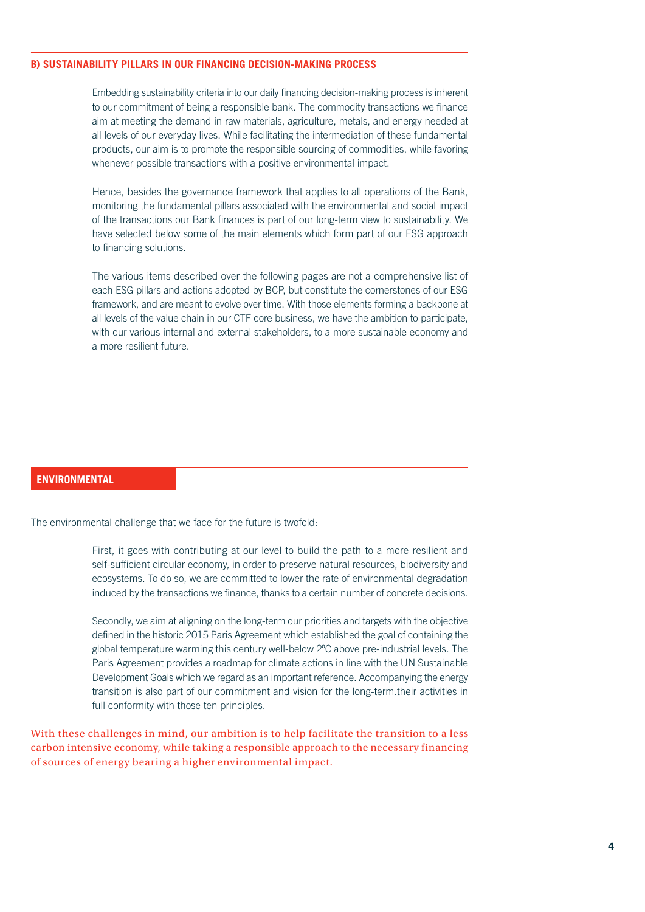## B) SUSTAINABILITY PILLARS IN OUR FINANCING DECISION-MAKING PROCESS

Embedding sustainability criteria into our daily financing decision-making process is inherent to our commitment of being a responsible bank. The commodity transactions we finance aim at meeting the demand in raw materials, agriculture, metals, and energy needed at all levels of our everyday lives. While facilitating the intermediation of these fundamental products, our aim is to promote the responsible sourcing of commodities, while favoring whenever possible transactions with a positive environmental impact.

Hence, besides the governance framework that applies to all operations of the Bank, monitoring the fundamental pillars associated with the environmental and social impact of the transactions our Bank finances is part of our long-term view to sustainability. We have selected below some of the main elements which form part of our ESG approach to financing solutions.

The various items described over the following pages are not a comprehensive list of each ESG pillars and actions adopted by BCP, but constitute the cornerstones of our ESG framework, and are meant to evolve over time. With those elements forming a backbone at all levels of the value chain in our CTF core business, we have the ambition to participate, with our various internal and external stakeholders, to a more sustainable economy and a more resilient future.

### ENVIRONMENTAL

The environmental challenge that we face for the future is twofold:

First, it goes with contributing at our level to build the path to a more resilient and self-sufficient circular economy, in order to preserve natural resources, biodiversity and ecosystems. To do so, we are committed to lower the rate of environmental degradation induced by the transactions we finance, thanks to a certain number of concrete decisions.

Secondly, we aim at aligning on the long-term our priorities and targets with the objective defined in the historic 2015 Paris Agreement which established the goal of containing the global temperature warming this century well-below 2ºC above pre-industrial levels. The Paris Agreement provides a roadmap for climate actions in line with the UN Sustainable Development Goals which we regard as an important reference. Accompanying the energy transition is also part of our commitment and vision for the long-term.their activities in full conformity with those ten principles.

With these challenges in mind, our ambition is to help facilitate the transition to a less carbon intensive economy, while taking a responsible approach to the necessary financing of sources of energy bearing a higher environmental impact.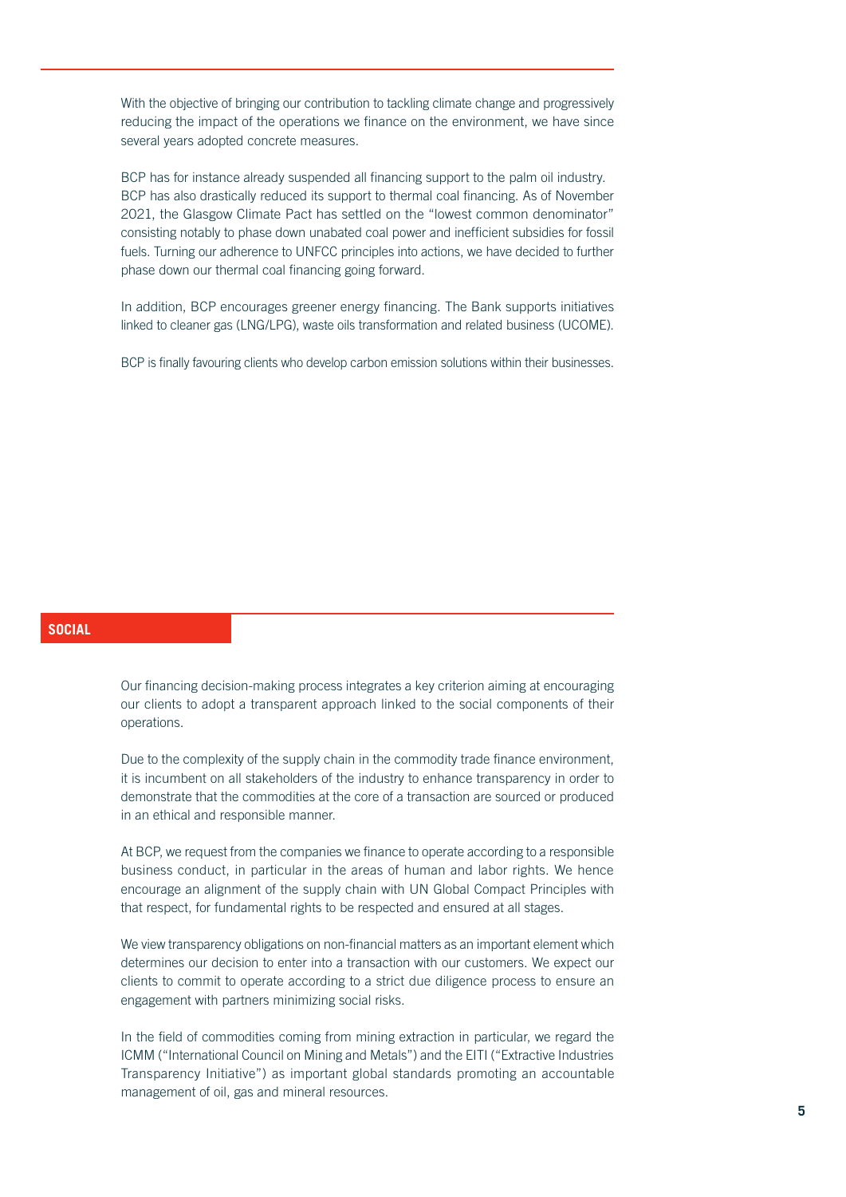With the objective of bringing our contribution to tackling climate change and progressively reducing the impact of the operations we finance on the environment, we have since several years adopted concrete measures.

BCP has for instance already suspended all financing support to the palm oil industry. BCP has also drastically reduced its support to thermal coal financing. As of November 2021, the Glasgow Climate Pact has settled on the "lowest common denominator" consisting notably to phase down unabated coal power and inefficient subsidies for fossil fuels. Turning our adherence to UNFCC principles into actions, we have decided to further phase down our thermal coal financing going forward.

In addition, BCP encourages greener energy financing. The Bank supports initiatives linked to cleaner gas (LNG/LPG), waste oils transformation and related business (UCOME).

BCP is finally favouring clients who develop carbon emission solutions within their businesses.

## SOCIAL

Our financing decision-making process integrates a key criterion aiming at encouraging our clients to adopt a transparent approach linked to the social components of their operations.

Due to the complexity of the supply chain in the commodity trade finance environment, it is incumbent on all stakeholders of the industry to enhance transparency in order to demonstrate that the commodities at the core of a transaction are sourced or produced in an ethical and responsible manner.

At BCP, we request from the companies we finance to operate according to a responsible business conduct, in particular in the areas of human and labor rights. We hence encourage an alignment of the supply chain with UN Global Compact Principles with that respect, for fundamental rights to be respected and ensured at all stages.

We view transparency obligations on non-financial matters as an important element which determines our decision to enter into a transaction with our customers. We expect our clients to commit to operate according to a strict due diligence process to ensure an engagement with partners minimizing social risks.

In the field of commodities coming from mining extraction in particular, we regard the ICMM ("International Council on Mining and Metals") and the EITI ("Extractive Industries Transparency Initiative") as important global standards promoting an accountable management of oil, gas and mineral resources.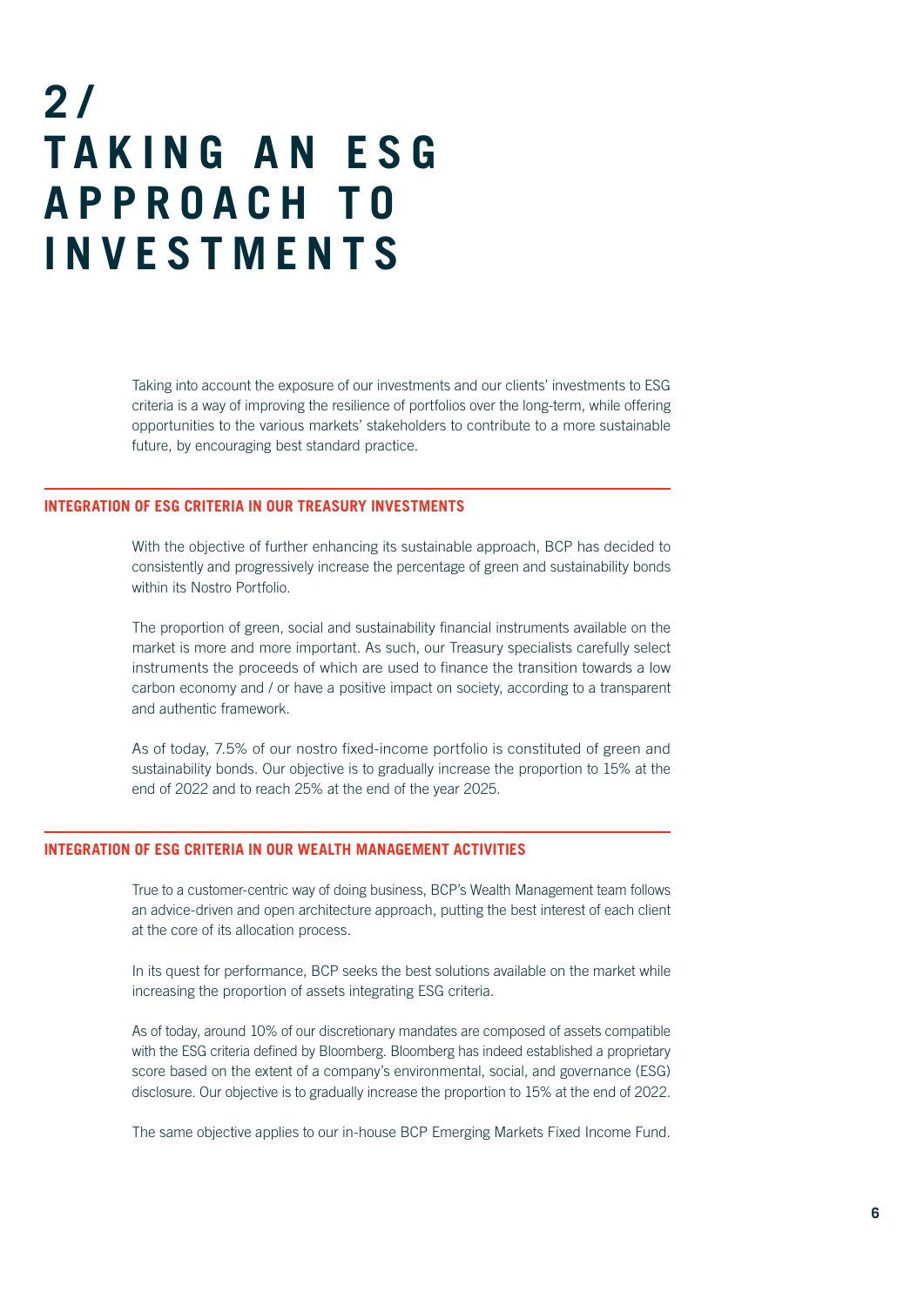# 2 / TAKING AN ESG APPROACH TO INVESTMENTS

Taking into account the exposure of our investments and our clients' investments to ESG criteria is a way of improving the resilience of portfolios over the long-term, while offering opportunities to the various markets' stakeholders to contribute to a more sustainable future, by encouraging best standard practice.

## INTEGRATION OF ESG CRITERIA IN OUR TREASURY INVESTMENTS

With the objective of further enhancing its sustainable approach, BCP has decided to consistently and progressively increase the percentage of green and sustainability bonds within its Nostro Portfolio.

The proportion of green, social and sustainability financial instruments available on the market is more and more important. As such, our Treasury specialists carefully select instruments the proceeds of which are used to finance the transition towards a low carbon economy and / or have a positive impact on society, according to a transparent and authentic framework.

As of today, 7.5% of our nostro fixed-income portfolio is constituted of green and sustainability bonds. Our objective is to gradually increase the proportion to 15% at the end of 2022 and to reach 25% at the end of the year 2025.

## INTEGRATION OF ESG CRITERIA IN OUR WEALTH MANAGEMENT ACTIVITIES

True to a customer-centric way of doing business, BCP's Wealth Management team follows an advice-driven and open architecture approach, putting the best interest of each client at the core of its allocation process.

In its quest for performance, BCP seeks the best solutions available on the market while increasing the proportion of assets integrating ESG criteria.

As of today, around 10% of our discretionary mandates are composed of assets compatible with the ESG criteria defined by Bloomberg. Bloomberg has indeed established a proprietary score based on the extent of a company's environmental, social, and governance (ESG) disclosure. Our objective is to gradually increase the proportion to 15% at the end of 2022.

The same objective applies to our in-house BCP Emerging Markets Fixed Income Fund.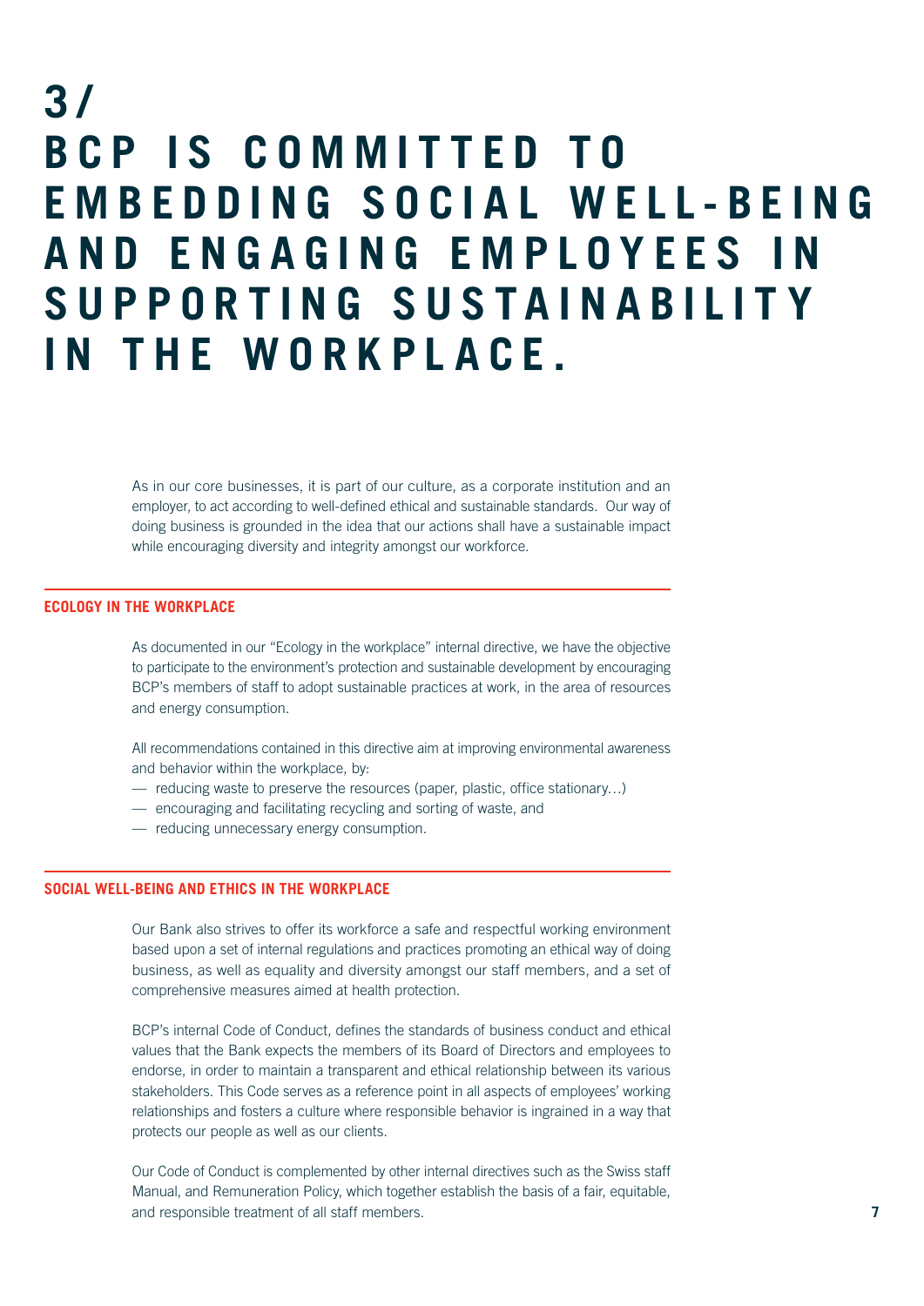# 3/ BCP IS COMMITTED TO EMBEDDING SOCIAL WELL-BEING AND ENGAGING EMPLOYEES IN SUPPORTING SUSTAINABILITY IN THE WORKPLACE.

As in our core businesses, it is part of our culture, as a corporate institution and an employer, to act according to well-defined ethical and sustainable standards. Our way of doing business is grounded in the idea that our actions shall have a sustainable impact while encouraging diversity and integrity amongst our workforce.

## ECOLOGY IN THE WORKPLACE

As documented in our "Ecology in the workplace" internal directive, we have the objective to participate to the environment's protection and sustainable development by encouraging BCP's members of staff to adopt sustainable practices at work, in the area of resources and energy consumption.

All recommendations contained in this directive aim at improving environmental awareness and behavior within the workplace, by:

- reducing waste to preserve the resources (paper, plastic, office stationary…)
- encouraging and facilitating recycling and sorting of waste, and
- reducing unnecessary energy consumption.

## SOCIAL WELL-BEING AND ETHICS IN THE WORKPLACE

Our Bank also strives to offer its workforce a safe and respectful working environment based upon a set of internal regulations and practices promoting an ethical way of doing business, as well as equality and diversity amongst our staff members, and a set of comprehensive measures aimed at health protection.

BCP's internal Code of Conduct, defines the standards of business conduct and ethical values that the Bank expects the members of its Board of Directors and employees to endorse, in order to maintain a transparent and ethical relationship between its various stakeholders. This Code serves as a reference point in all aspects of employees' working relationships and fosters a culture where responsible behavior is ingrained in a way that protects our people as well as our clients.

Our Code of Conduct is complemented by other internal directives such as the Swiss staff Manual, and Remuneration Policy, which together establish the basis of a fair, equitable, and responsible treatment of all staff members.